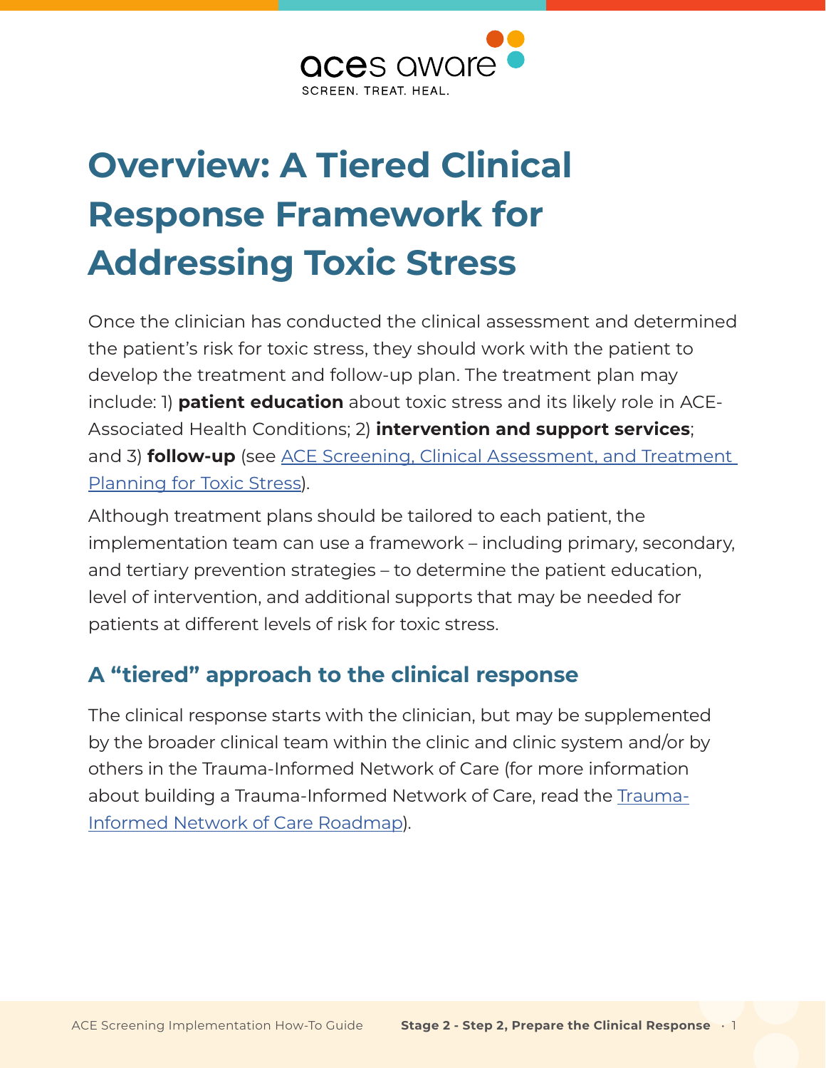# Overview: A Tiered Clinical Response Framework for Addressing Toxic Stress

Once the clinician has conducted the clinical assessment and determined the patient's risk for toxic stress, they should work with the patient to develop the treatment and follow-up plan. The treatment plan may include: 1) **patient education** about toxic stress and its likely role in ACE-Associated Health Conditions; 2) **intervention and support services**; and 3) **follow-up** (see [ACE Screening, Clinical Assessment, and Treatment Planning for Toxic Stress]()).

Although treatment plans should be tailored to each patient, the implementation team can use a framework – including primary, secondary, and tertiary prevention strategies – to determine the patient education, level of intervention, and additional supports that may be needed for patients at different levels of risk for toxic stress.

## A "tiered" approach to the clinical response

The clinical response starts with the clinician, but may be supplemented by the broader clinical team within the clinic and clinic system and/or by others in the Trauma-Informed Network of Care (for more information about building a Trauma-Informed Network of Care, read the [Trauma-Informed Network of Care Roadmap]()).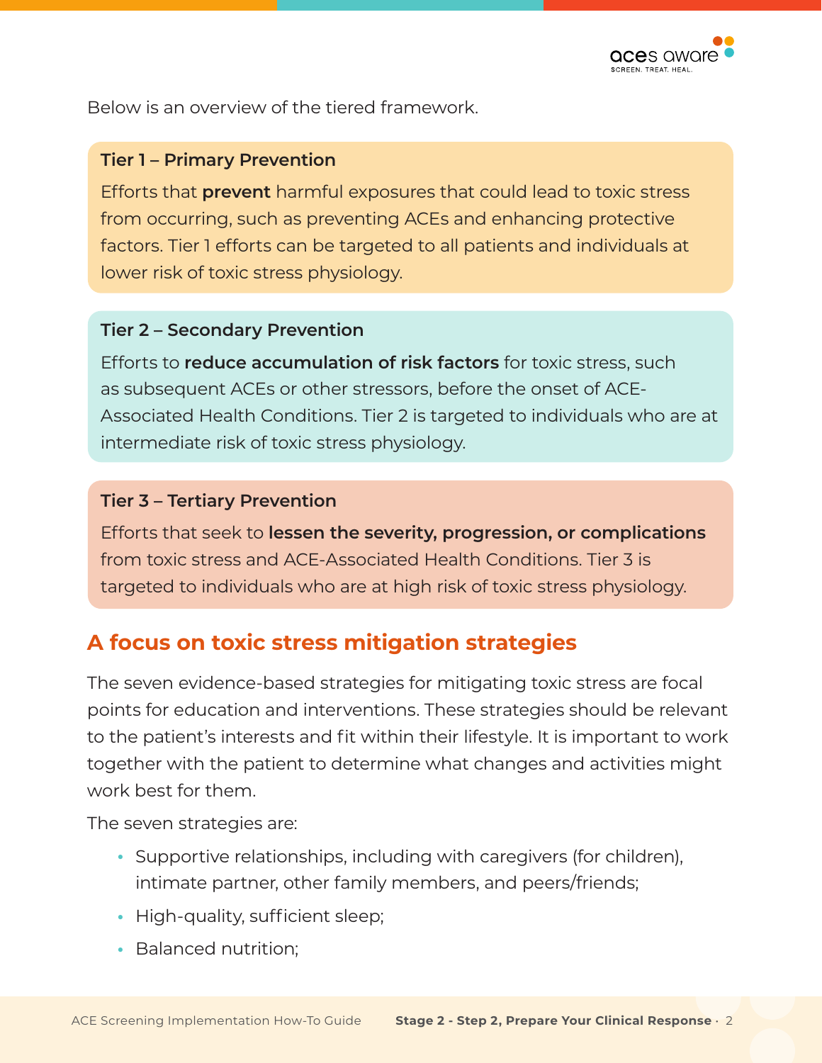Below is an overview of the tiered framework.

**Tier 1 – Primary Prevention**

Efforts that **prevent** harmful exposures that could lead to toxic stress from occurring, such as preventing ACEs and enhancing protective factors. Tier 1 efforts can be targeted to all patients and individuals at lower risk of toxic stress physiology.

**Tier 2 – Secondary Prevention**

Efforts to **reduce accumulation of risk factors** for toxic stress, such as subsequent ACEs or other stressors, before the onset of ACE-Associated Health Conditions. Tier 2 is targeted to individuals who are at intermediate risk of toxic stress physiology.

**Tier 3 – Tertiary Prevention**

Efforts that seek to **lessen the severity, progression, or complications** from toxic stress and ACE-Associated Health Conditions. Tier 3 is targeted to individuals who are at high risk of toxic stress physiology.

## A focus on toxic stress mitigation strategies

The seven evidence-based strategies for mitigating toxic stress are focal points for education and interventions. These strategies should be relevant to the patient's interests and fit within their lifestyle. It is important to work together with the patient to determine what changes and activities might work best for them.

The seven strategies are:

- Supportive relationships, including with caregivers (for children), intimate partner, other family members, and peers/friends;
- High-quality, sufficient sleep;
- Balanced nutrition;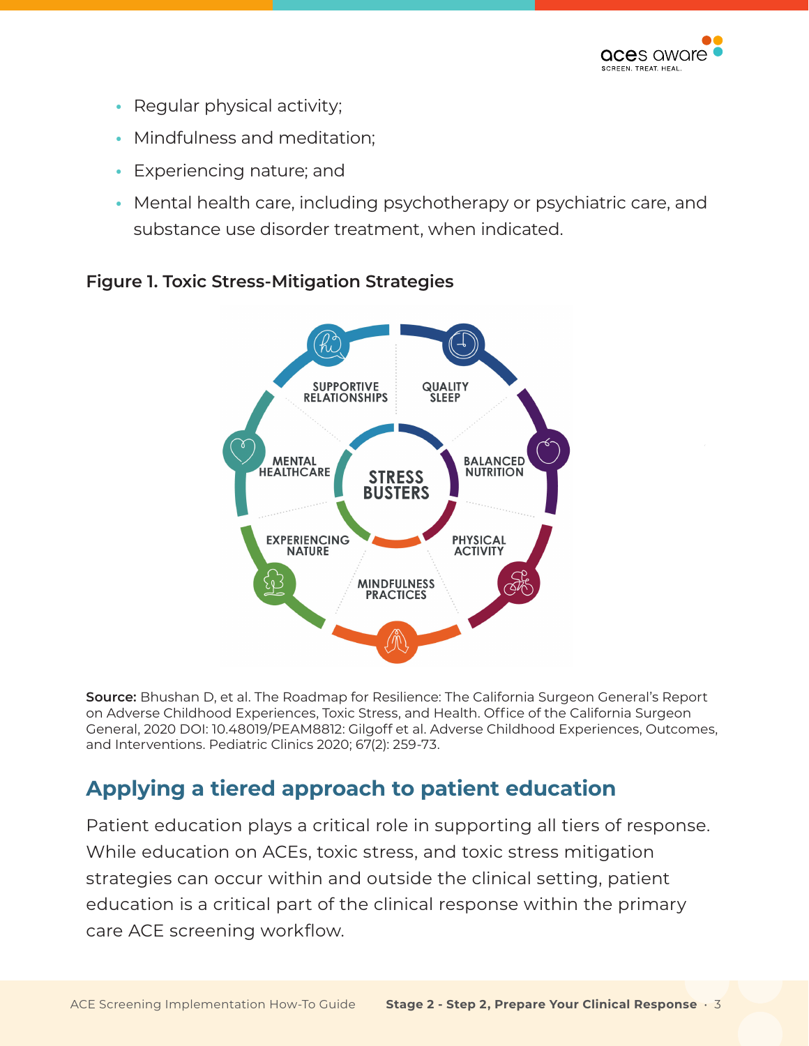- Regular physical activity;
- Mindfulness and meditation;
- Experiencing nature; and
- Mental health care, including psychotherapy or psychiatric care, and substance use disorder treatment, when indicated.

**Figure 1. Toxic Stress-Mitigation Strategies**

STRESS BUSTERS

SUPPORTIVE RELATIONSHIPS

QUALITY SLEEP

BALANCED NUTRITION

PHYSICAL ACTIVITY

MINDFULNESS PRACTICES

EXPERIENCING NATURE

MENTAL HEALTHCARE

**Source:** Bhushan D, et al. The Roadmap for Resilience: The California Surgeon General's Report on Adverse Childhood Experiences, Toxic Stress, and Health. Office of the California Surgeon General, 2020 DOI: 10.48019/PEAM8812: Gilgoff et al. Adverse Childhood Experiences, Outcomes, and Interventions. Pediatric Clinics 2020; 67(2): 259-73.

## Applying a tiered approach to patient education

Patient education plays a critical role in supporting all tiers of response. While education on ACEs, toxic stress, and toxic stress mitigation strategies can occur within and outside the clinical setting, patient education is a critical part of the clinical response within the primary care ACE screening workflow.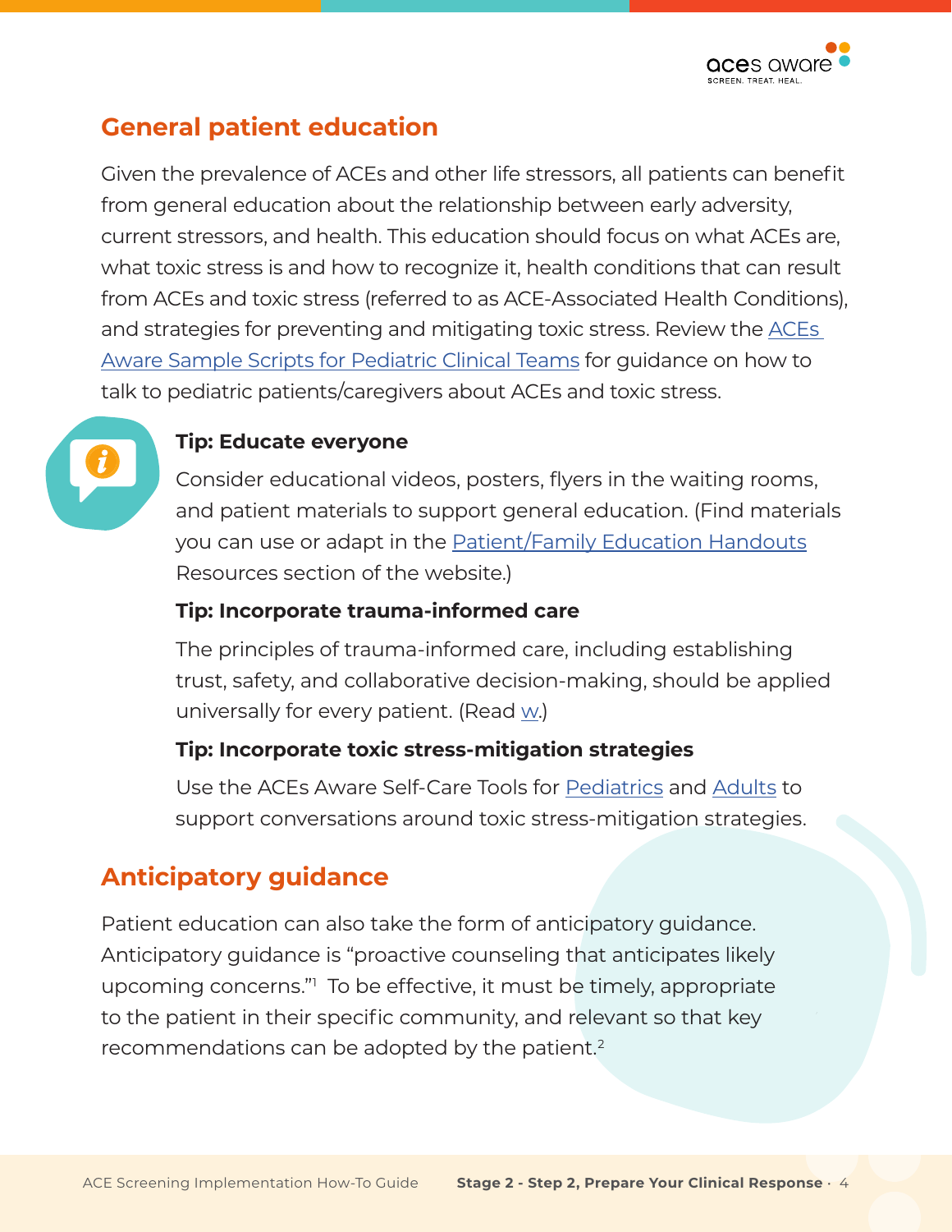## General patient education

Given the prevalence of ACEs and other life stressors, all patients can benefit from general education about the relationship between early adversity, current stressors, and health. This education should focus on what ACEs are, what toxic stress is and how to recognize it, health conditions that can result from ACEs and toxic stress (referred to as ACE-Associated Health Conditions), and strategies for preventing and mitigating toxic stress. Review the ACEs Aware Sample Scripts for Pediatric Clinical Teams for guidance on how to talk to pediatric patients/caregivers about ACEs and toxic stress.

**Tip: Educate everyone**

Consider educational videos, posters, flyers in the waiting rooms, and patient materials to support general education. (Find materials you can use or adapt in the Patient/Family Education Handouts Resources section of the website.)

**Tip: Incorporate trauma-informed care**

The principles of trauma-informed care, including establishing trust, safety, and collaborative decision-making, should be applied universally for every patient. (Read w.)

**Tip: Incorporate toxic stress-mitigation strategies**

Use the ACEs Aware Self-Care Tools for Pediatrics and Adults to support conversations around toxic stress-mitigation strategies.

## Anticipatory guidance

Patient education can also take the form of anticipatory guidance. Anticipatory guidance is "proactive counseling that anticipates likely upcoming concerns."[1] To be effective, it must be timely, appropriate to the patient in their specific community, and relevant so that key recommendations can be adopted by the patient.[2]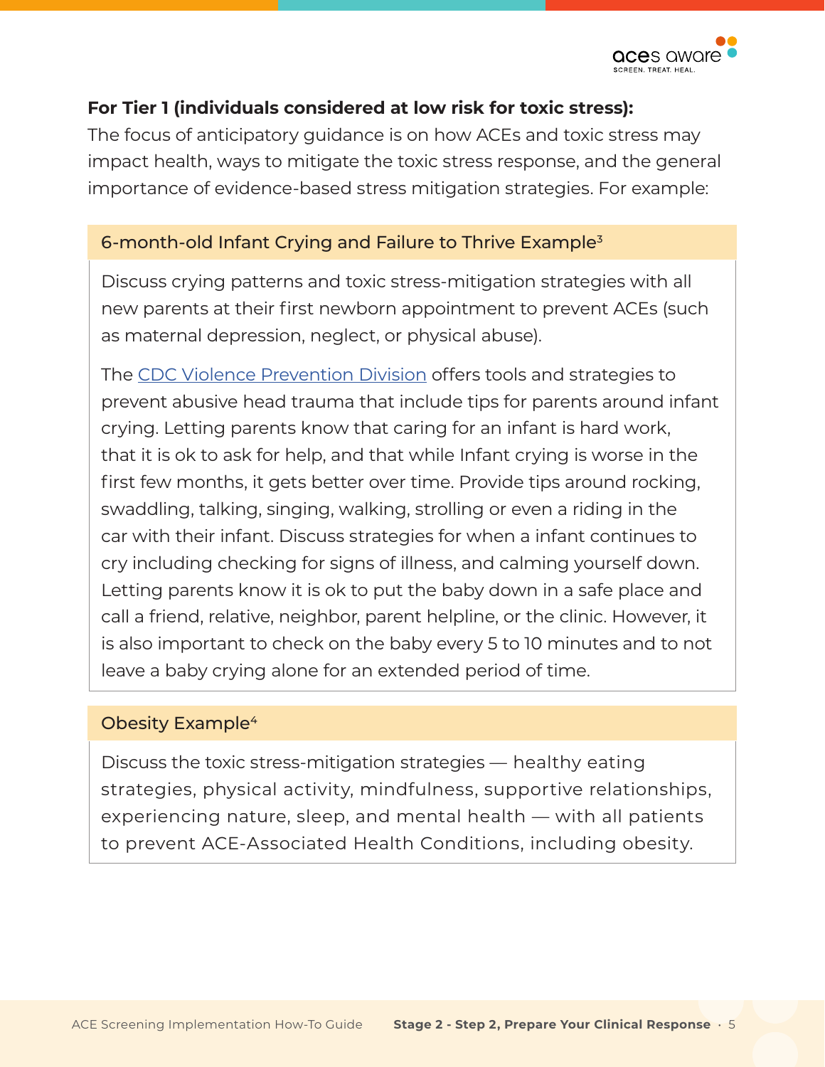**For Tier 1 (individuals considered at low risk for toxic stress):**
The focus of anticipatory guidance is on how ACEs and toxic stress may impact health, ways to mitigate the toxic stress response, and the general importance of evidence-based stress mitigation strategies. For example:

### 6-month-old Infant Crying and Failure to Thrive Example[3]

Discuss crying patterns and toxic stress-mitigation strategies with all new parents at their first newborn appointment to prevent ACEs (such as maternal depression, neglect, or physical abuse).

The CDC Violence Prevention Division offers tools and strategies to prevent abusive head trauma that include tips for parents around infant crying. Letting parents know that caring for an infant is hard work, that it is ok to ask for help, and that while Infant crying is worse in the first few months, it gets better over time. Provide tips around rocking, swaddling, talking, singing, walking, strolling or even a riding in the car with their infant. Discuss strategies for when a infant continues to cry including checking for signs of illness, and calming yourself down. Letting parents know it is ok to put the baby down in a safe place and call a friend, relative, neighbor, parent helpline, or the clinic. However, it is also important to check on the baby every 5 to 10 minutes and to not leave a baby crying alone for an extended period of time.

### Obesity Example[4]

Discuss the toxic stress-mitigation strategies — healthy eating strategies, physical activity, mindfulness, supportive relationships, experiencing nature, sleep, and mental health — with all patients to prevent ACE-Associated Health Conditions, including obesity.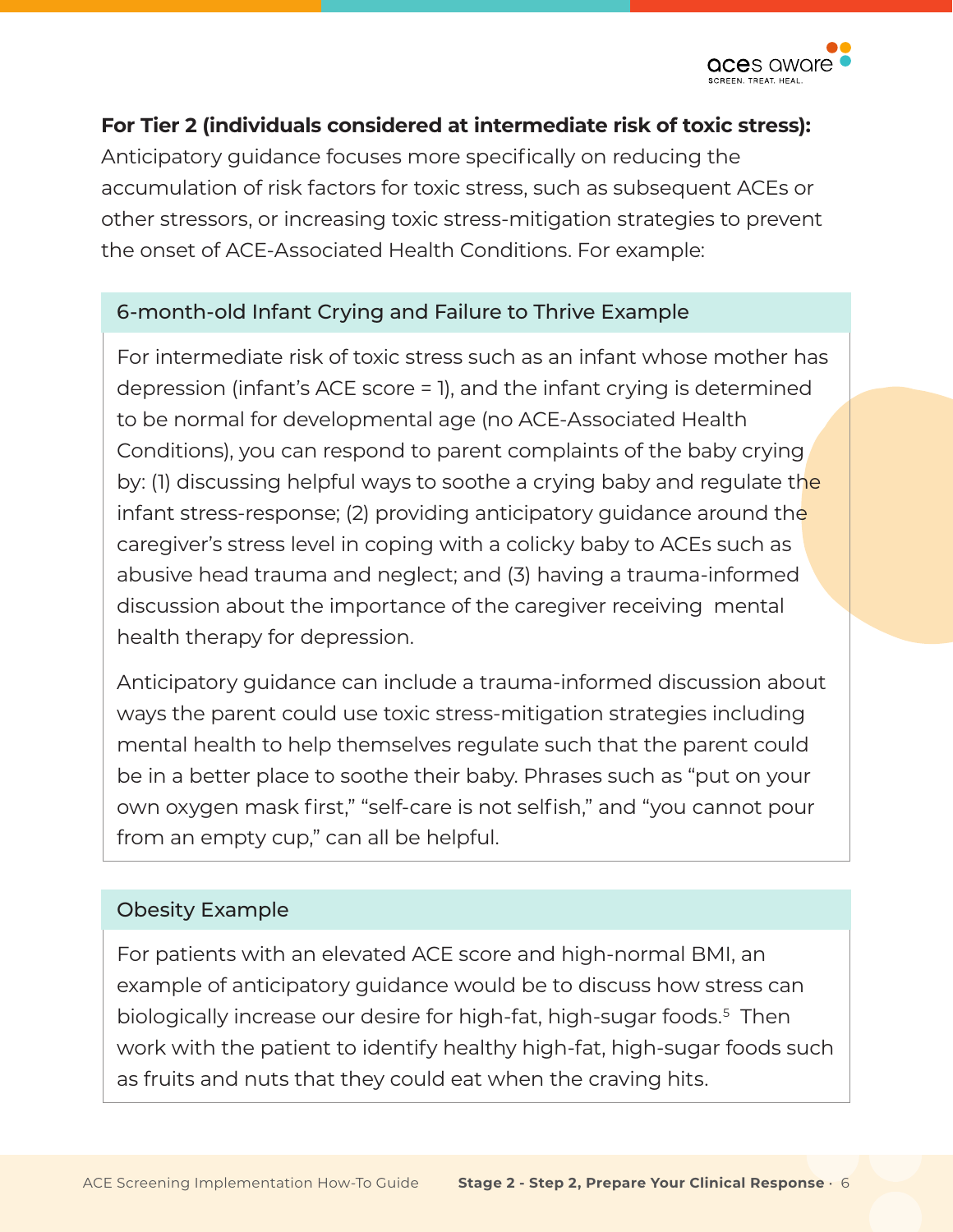**For Tier 2 (individuals considered at intermediate risk of toxic stress):** Anticipatory guidance focuses more specifically on reducing the accumulation of risk factors for toxic stress, such as subsequent ACEs or other stressors, or increasing toxic stress-mitigation strategies to prevent the onset of ACE-Associated Health Conditions. For example:

### 6-month-old Infant Crying and Failure to Thrive Example

For intermediate risk of toxic stress such as an infant whose mother has depression (infant's ACE score = 1), and the infant crying is determined to be normal for developmental age (no ACE-Associated Health Conditions), you can respond to parent complaints of the baby crying by: (1) discussing helpful ways to soothe a crying baby and regulate the infant stress-response; (2) providing anticipatory guidance around the caregiver's stress level in coping with a colicky baby to ACEs such as abusive head trauma and neglect; and (3) having a trauma-informed discussion about the importance of the caregiver receiving mental health therapy for depression.

Anticipatory guidance can include a trauma-informed discussion about ways the parent could use toxic stress-mitigation strategies including mental health to help themselves regulate such that the parent could be in a better place to soothe their baby. Phrases such as "put on your own oxygen mask first," "self-care is not selfish," and "you cannot pour from an empty cup," can all be helpful.

### Obesity Example

For patients with an elevated ACE score and high-normal BMI, an example of anticipatory guidance would be to discuss how stress can biologically increase our desire for high-fat, high-sugar foods.[5] Then work with the patient to identify healthy high-fat, high-sugar foods such as fruits and nuts that they could eat when the craving hits.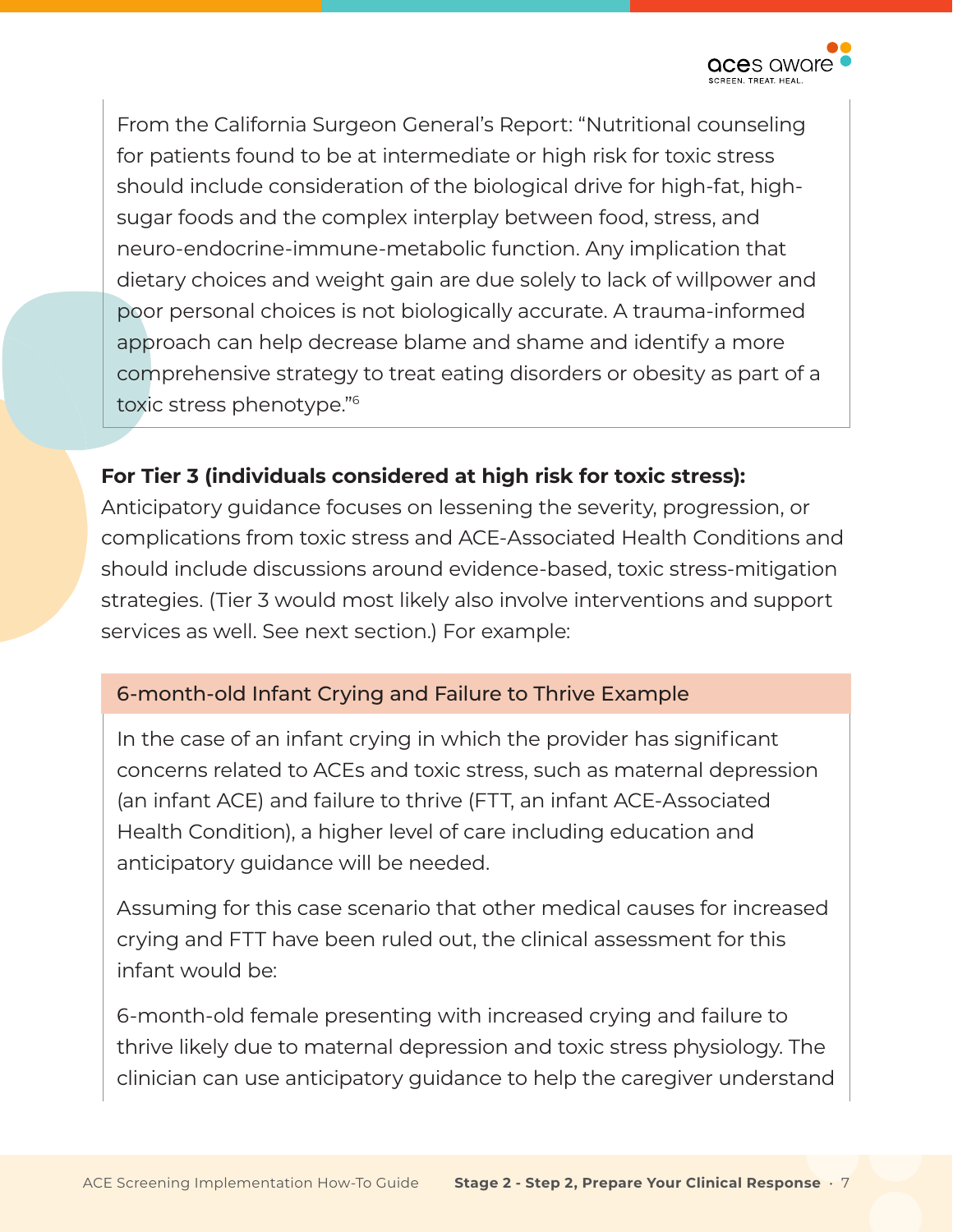From the California Surgeon General's Report: "Nutritional counseling for patients found to be at intermediate or high risk for toxic stress should include consideration of the biological drive for high-fat, high-sugar foods and the complex interplay between food, stress, and neuro-endocrine-immune-metabolic function. Any implication that dietary choices and weight gain are due solely to lack of willpower and poor personal choices is not biologically accurate. A trauma-informed approach can help decrease blame and shame and identify a more comprehensive strategy to treat eating disorders or obesity as part of a toxic stress phenotype."[6]

**For Tier 3 (individuals considered at high risk for toxic stress):** Anticipatory guidance focuses on lessening the severity, progression, or complications from toxic stress and ACE-Associated Health Conditions and should include discussions around evidence-based, toxic stress-mitigation strategies. (Tier 3 would most likely also involve interventions and support services as well. See next section.) For example:

### 6-month-old Infant Crying and Failure to Thrive Example

In the case of an infant crying in which the provider has significant concerns related to ACEs and toxic stress, such as maternal depression (an infant ACE) and failure to thrive (FTT, an infant ACE-Associated Health Condition), a higher level of care including education and anticipatory guidance will be needed.

Assuming for this case scenario that other medical causes for increased crying and FTT have been ruled out, the clinical assessment for this infant would be:

6-month-old female presenting with increased crying and failure to thrive likely due to maternal depression and toxic stress physiology. The clinician can use anticipatory guidance to help the caregiver understand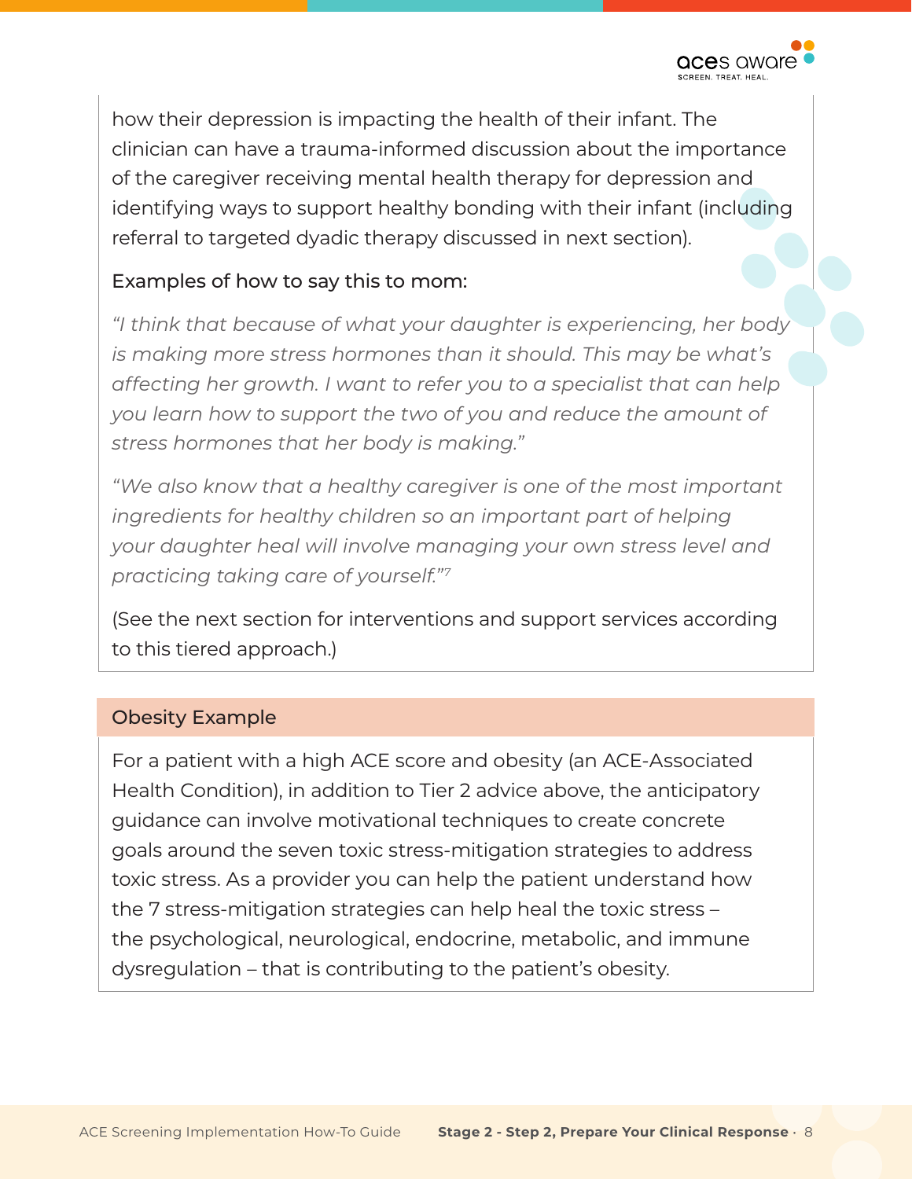how their depression is impacting the health of their infant. The clinician can have a trauma-informed discussion about the importance of the caregiver receiving mental health therapy for depression and identifying ways to support healthy bonding with their infant (including referral to targeted dyadic therapy discussed in next section).

Examples of how to say this to mom:

*"I think that because of what your daughter is experiencing, her body is making more stress hormones than it should. This may be what's affecting her growth. I want to refer you to a specialist that can help you learn how to support the two of you and reduce the amount of stress hormones that her body is making."*

*"We also know that a healthy caregiver is one of the most important ingredients for healthy children so an important part of helping your daughter heal will involve managing your own stress level and practicing taking care of yourself."*[7]

(See the next section for interventions and support services according to this tiered approach.)

### Obesity Example

For a patient with a high ACE score and obesity (an ACE-Associated Health Condition), in addition to Tier 2 advice above, the anticipatory guidance can involve motivational techniques to create concrete goals around the seven toxic stress-mitigation strategies to address toxic stress. As a provider you can help the patient understand how the 7 stress-mitigation strategies can help heal the toxic stress – the psychological, neurological, endocrine, metabolic, and immune dysregulation – that is contributing to the patient's obesity.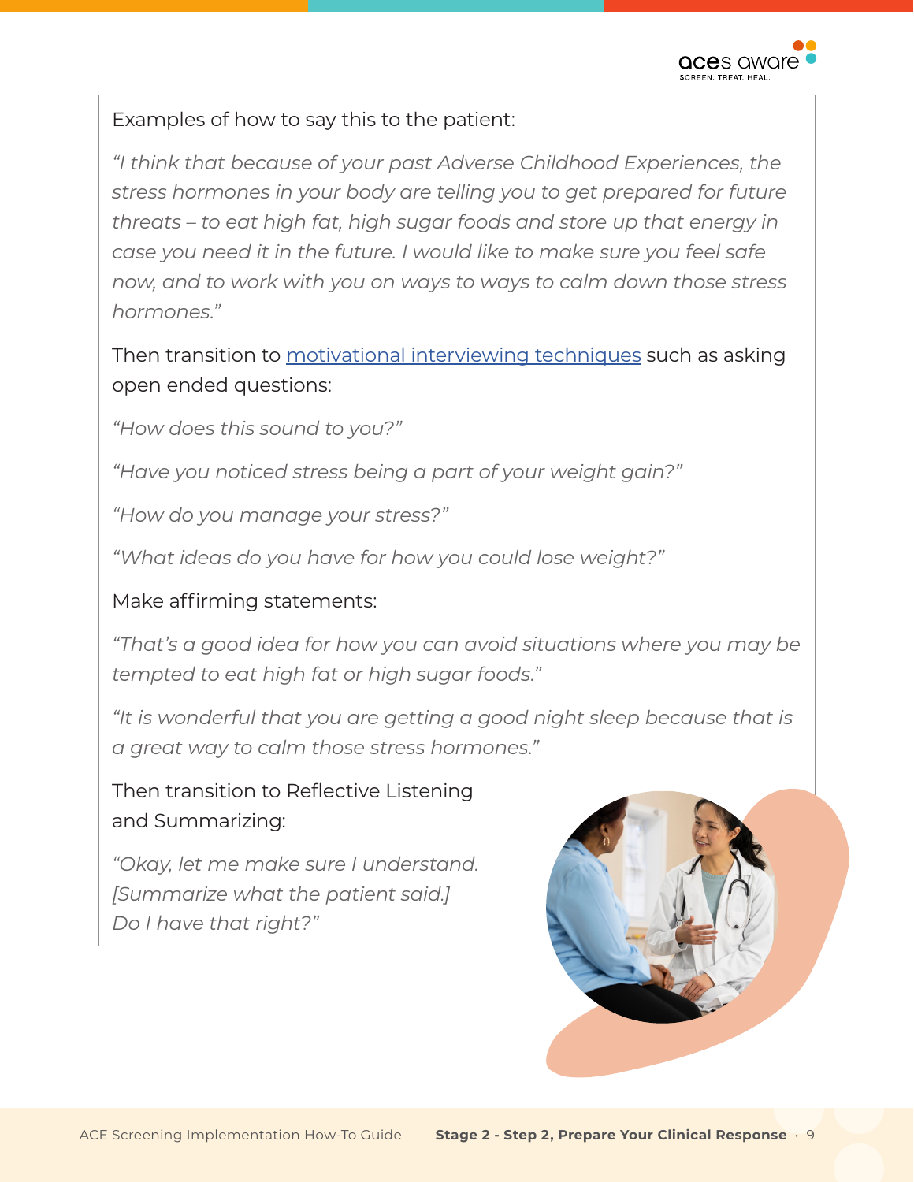Examples of how to say this to the patient:

*"I think that because of your past Adverse Childhood Experiences, the stress hormones in your body are telling you to get prepared for future threats – to eat high fat, high sugar foods and store up that energy in case you need it in the future. I would like to make sure you feel safe now, and to work with you on ways to ways to calm down those stress hormones."*

Then transition to [motivational interviewing techniques]() such as asking open ended questions:

*"How does this sound to you?"*

*"Have you noticed stress being a part of your weight gain?"*

*"How do you manage your stress?"*

*"What ideas do you have for how you could lose weight?"*

Make affirming statements:

*"That's a good idea for how you can avoid situations where you may be tempted to eat high fat or high sugar foods."*

*"It is wonderful that you are getting a good night sleep because that is a great way to calm those stress hormones."*

Then transition to Reflective Listening and Summarizing:

*"Okay, let me make sure I understand. [Summarize what the patient said.] Do I have that right?"*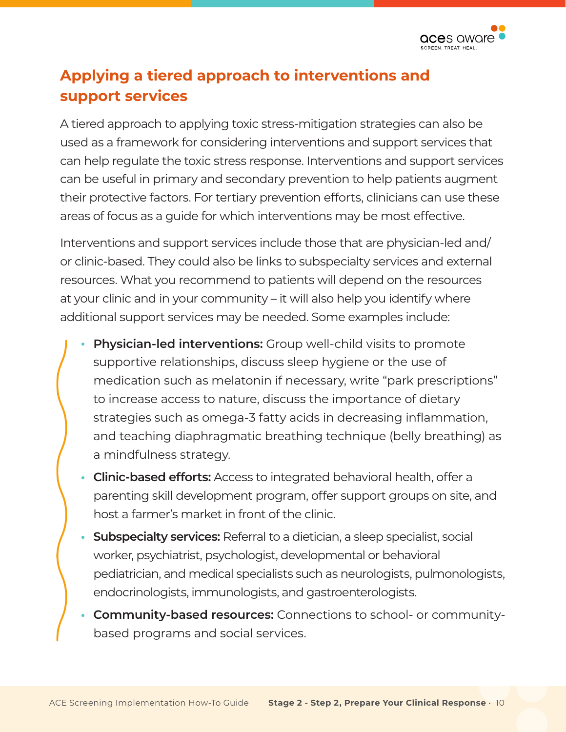## Applying a tiered approach to interventions and support services

A tiered approach to applying toxic stress-mitigation strategies can also be used as a framework for considering interventions and support services that can help regulate the toxic stress response. Interventions and support services can be useful in primary and secondary prevention to help patients augment their protective factors. For tertiary prevention efforts, clinicians can use these areas of focus as a guide for which interventions may be most effective.

Interventions and support services include those that are physician-led and/or clinic-based. They could also be links to subspecialty services and external resources. What you recommend to patients will depend on the resources at your clinic and in your community – it will also help you identify where additional support services may be needed. Some examples include:

- **Physician-led interventions:** Group well-child visits to promote supportive relationships, discuss sleep hygiene or the use of medication such as melatonin if necessary, write "park prescriptions" to increase access to nature, discuss the importance of dietary strategies such as omega-3 fatty acids in decreasing inflammation, and teaching diaphragmatic breathing technique (belly breathing) as a mindfulness strategy.
- **Clinic-based efforts:** Access to integrated behavioral health, offer a parenting skill development program, offer support groups on site, and host a farmer's market in front of the clinic.
- **Subspecialty services:** Referral to a dietician, a sleep specialist, social worker, psychiatrist, psychologist, developmental or behavioral pediatrician, and medical specialists such as neurologists, pulmonologists, endocrinologists, immunologists, and gastroenterologists.
- **Community-based resources:** Connections to school- or community-based programs and social services.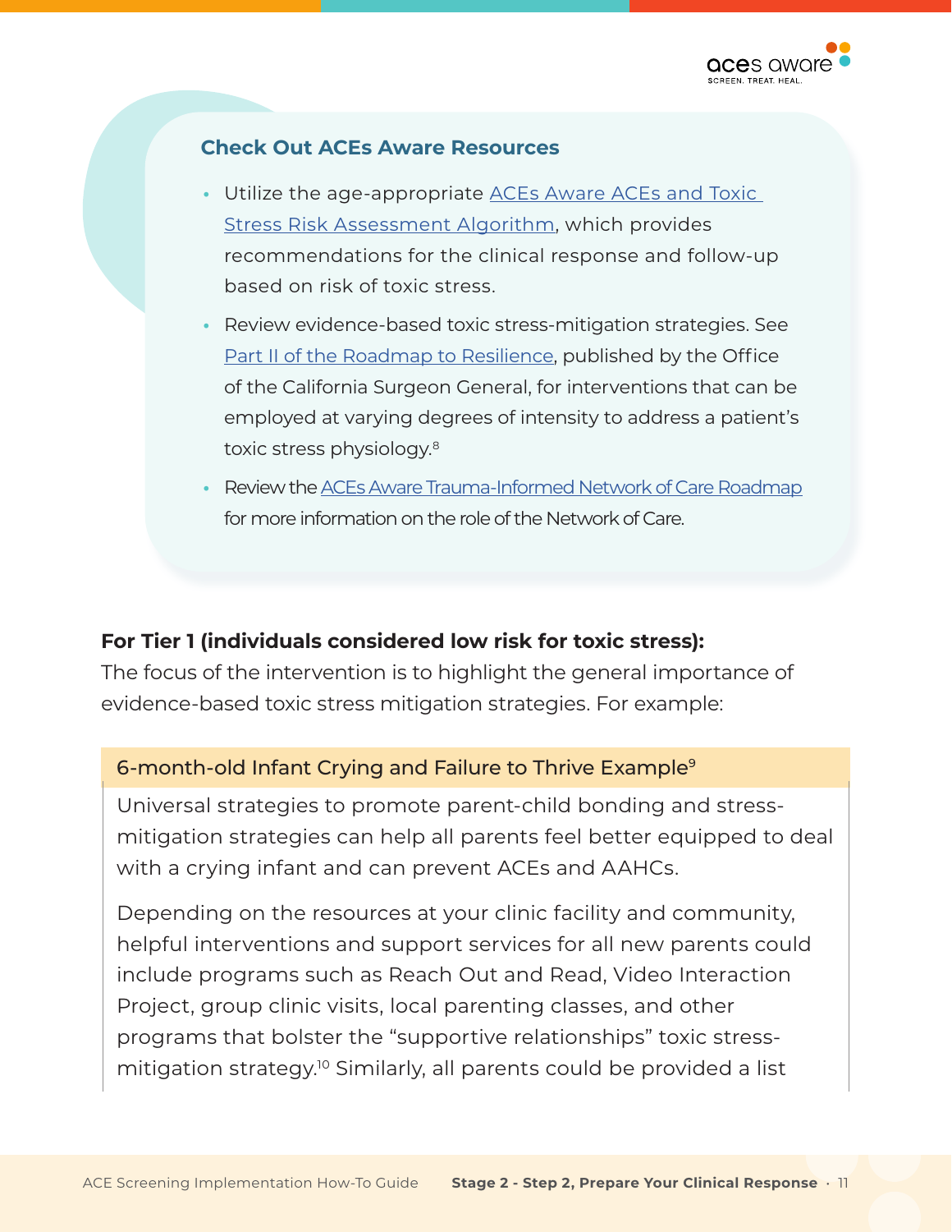### Check Out ACEs Aware Resources

- Utilize the age-appropriate ACEs Aware ACEs and Toxic Stress Risk Assessment Algorithm, which provides recommendations for the clinical response and follow-up based on risk of toxic stress.
- Review evidence-based toxic stress-mitigation strategies. See Part II of the Roadmap to Resilience, published by the Office of the California Surgeon General, for interventions that can be employed at varying degrees of intensity to address a patient's toxic stress physiology.[8]
- Review the ACEs Aware Trauma-Informed Network of Care Roadmap for more information on the role of the Network of Care.

**For Tier 1 (individuals considered low risk for toxic stress):**
The focus of the intervention is to highlight the general importance of evidence-based toxic stress mitigation strategies. For example:

| 6-month-old Infant Crying and Failure to Thrive Example[9] |
|---|
| Universal strategies to promote parent-child bonding and stress-mitigation strategies can help all parents feel better equipped to deal with a crying infant and can prevent ACEs and AAHCs.<br><br>Depending on the resources at your clinic facility and community, helpful interventions and support services for all new parents could include programs such as Reach Out and Read, Video Interaction Project, group clinic visits, local parenting classes, and other programs that bolster the "supportive relationships" toxic stress-mitigation strategy.[10] Similarly, all parents could be provided a list |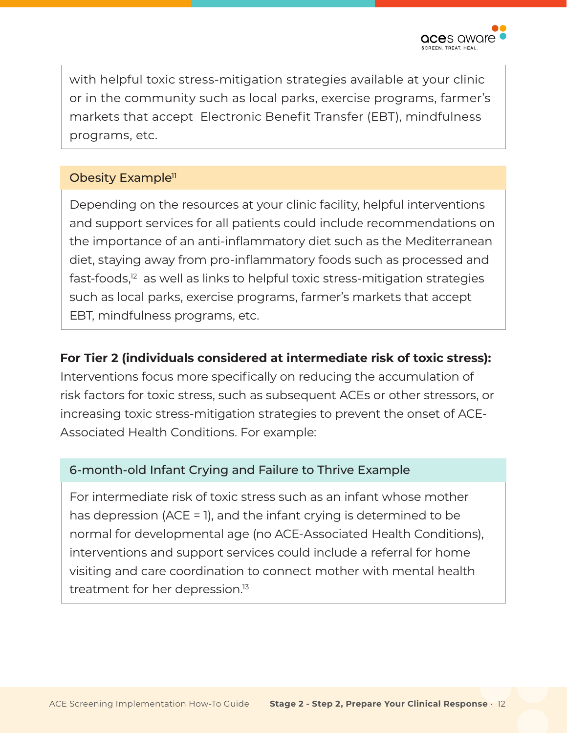with helpful toxic stress-mitigation strategies available at your clinic or in the community such as local parks, exercise programs, farmer's markets that accept Electronic Benefit Transfer (EBT), mindfulness programs, etc.

### Obesity Example[11]

Depending on the resources at your clinic facility, helpful interventions and support services for all patients could include recommendations on the importance of an anti-inflammatory diet such as the Mediterranean diet, staying away from pro-inflammatory foods such as processed and fast-foods,[12] as well as links to helpful toxic stress-mitigation strategies such as local parks, exercise programs, farmer's markets that accept EBT, mindfulness programs, etc.

**For Tier 2 (individuals considered at intermediate risk of toxic stress):** Interventions focus more specifically on reducing the accumulation of risk factors for toxic stress, such as subsequent ACEs or other stressors, or increasing toxic stress-mitigation strategies to prevent the onset of ACE-Associated Health Conditions. For example:

### 6-month-old Infant Crying and Failure to Thrive Example

For intermediate risk of toxic stress such as an infant whose mother has depression (ACE = 1), and the infant crying is determined to be normal for developmental age (no ACE-Associated Health Conditions), interventions and support services could include a referral for home visiting and care coordination to connect mother with mental health treatment for her depression.[13]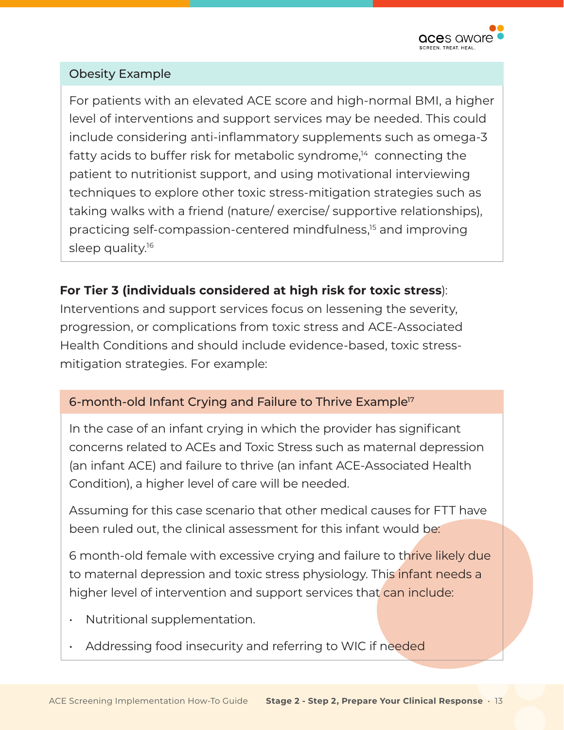### Obesity Example

For patients with an elevated ACE score and high-normal BMI, a higher level of interventions and support services may be needed. This could include considering anti-inflammatory supplements such as omega-3 fatty acids to buffer risk for metabolic syndrome,[14] connecting the patient to nutritionist support, and using motivational interviewing techniques to explore other toxic stress-mitigation strategies such as taking walks with a friend (nature/ exercise/ supportive relationships), practicing self-compassion-centered mindfulness,[15] and improving sleep quality.[16]

**For Tier 3 (individuals considered at high risk for toxic stress)**: Interventions and support services focus on lessening the severity, progression, or complications from toxic stress and ACE-Associated Health Conditions and should include evidence-based, toxic stress-mitigation strategies. For example:

### 6-month-old Infant Crying and Failure to Thrive Example[17]

In the case of an infant crying in which the provider has significant concerns related to ACEs and Toxic Stress such as maternal depression (an infant ACE) and failure to thrive (an infant ACE-Associated Health Condition), a higher level of care will be needed.

Assuming for this case scenario that other medical causes for FTT have been ruled out, the clinical assessment for this infant would be:

6 month-old female with excessive crying and failure to thrive likely due to maternal depression and toxic stress physiology. This infant needs a higher level of intervention and support services that can include:

- Nutritional supplementation.
- Addressing food insecurity and referring to WIC if needed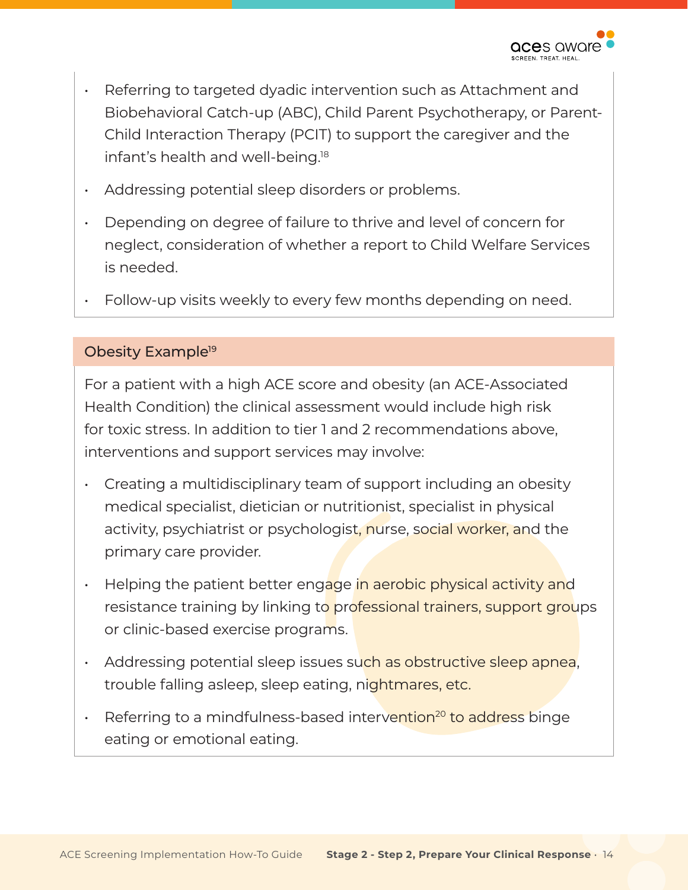- Referring to targeted dyadic intervention such as Attachment and Biobehavioral Catch-up (ABC), Child Parent Psychotherapy, or Parent-Child Interaction Therapy (PCIT) to support the caregiver and the infant's health and well-being.[18]
- Addressing potential sleep disorders or problems.
- Depending on degree of failure to thrive and level of concern for neglect, consideration of whether a report to Child Welfare Services is needed.
- Follow-up visits weekly to every few months depending on need.

### Obesity Example[19]

For a patient with a high ACE score and obesity (an ACE-Associated Health Condition) the clinical assessment would include high risk for toxic stress. In addition to tier 1 and 2 recommendations above, interventions and support services may involve:

- Creating a multidisciplinary team of support including an obesity medical specialist, dietician or nutritionist, specialist in physical activity, psychiatrist or psychologist, nurse, social worker, and the primary care provider.
- Helping the patient better engage in aerobic physical activity and resistance training by linking to professional trainers, support groups or clinic-based exercise programs.
- Addressing potential sleep issues such as obstructive sleep apnea, trouble falling asleep, sleep eating, nightmares, etc.
- Referring to a mindfulness-based intervention[20] to address binge eating or emotional eating.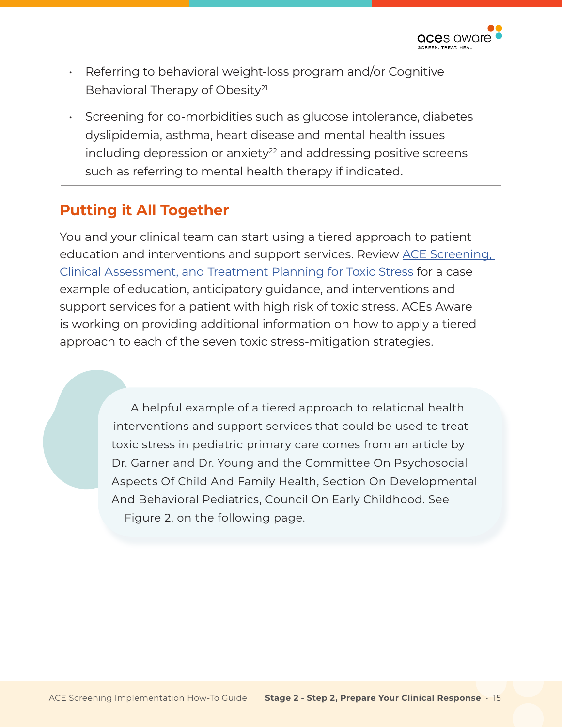- Referring to behavioral weight-loss program and/or Cognitive Behavioral Therapy of Obesity[21]
- Screening for co-morbidities such as glucose intolerance, diabetes dyslipidemia, asthma, heart disease and mental health issues including depression or anxiety[22] and addressing positive screens such as referring to mental health therapy if indicated.

## Putting it All Together

You and your clinical team can start using a tiered approach to patient education and interventions and support services. Review [ACE Screening, Clinical Assessment, and Treatment Planning for Toxic Stress]() for a case example of education, anticipatory guidance, and interventions and support services for a patient with high risk of toxic stress. ACEs Aware is working on providing additional information on how to apply a tiered approach to each of the seven toxic stress-mitigation strategies.

> A helpful example of a tiered approach to relational health interventions and support services that could be used to treat toxic stress in pediatric primary care comes from an article by Dr. Garner and Dr. Young and the Committee On Psychosocial Aspects Of Child And Family Health, Section On Developmental And Behavioral Pediatrics, Council On Early Childhood. See Figure 2. on the following page.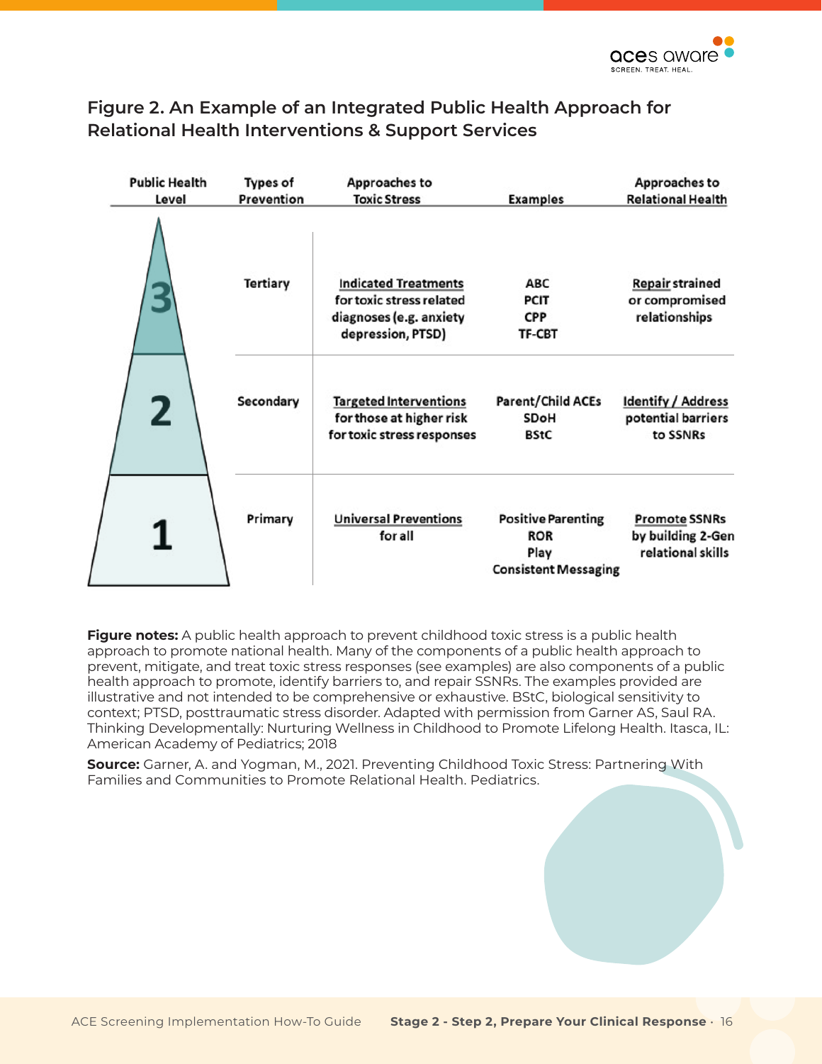## Figure 2. An Example of an Integrated Public Health Approach for Relational Health Interventions & Support Services

| Public Health Level | Types of Prevention | Approaches to Toxic Stress | Examples | Approaches to Relational Health |
|---|---|---|---|---|
| 3 | Tertiary | Indicated Treatments for toxic stress related diagnoses (e.g. anxiety depression, PTSD) | ABC<br>PCIT<br>CPP<br>TF-CBT | Repair strained or compromised relationships |
| 2 | Secondary | Targeted Interventions for those at higher risk for toxic stress responses | Parent/Child ACEs<br>SDoH<br>BStC | Identify / Address potential barriers to SSNRs |
| 1 | Primary | Universal Preventions for all | Positive Parenting<br>ROR<br>Play<br>Consistent Messaging | Promote SSNRs by building 2-Gen relational skills |

**Figure notes:** A public health approach to prevent childhood toxic stress is a public health approach to promote national health. Many of the components of a public health approach to prevent, mitigate, and treat toxic stress responses (see examples) are also components of a public health approach to promote, identify barriers to, and repair SSNRs. The examples provided are illustrative and not intended to be comprehensive or exhaustive. BStC, biological sensitivity to context; PTSD, posttraumatic stress disorder. Adapted with permission from Garner AS, Saul RA. Thinking Developmentally: Nurturing Wellness in Childhood to Promote Lifelong Health. Itasca, IL: American Academy of Pediatrics; 2018

**Source:** Garner, A. and Yogman, M., 2021. Preventing Childhood Toxic Stress: Partnering With Families and Communities to Promote Relational Health. Pediatrics.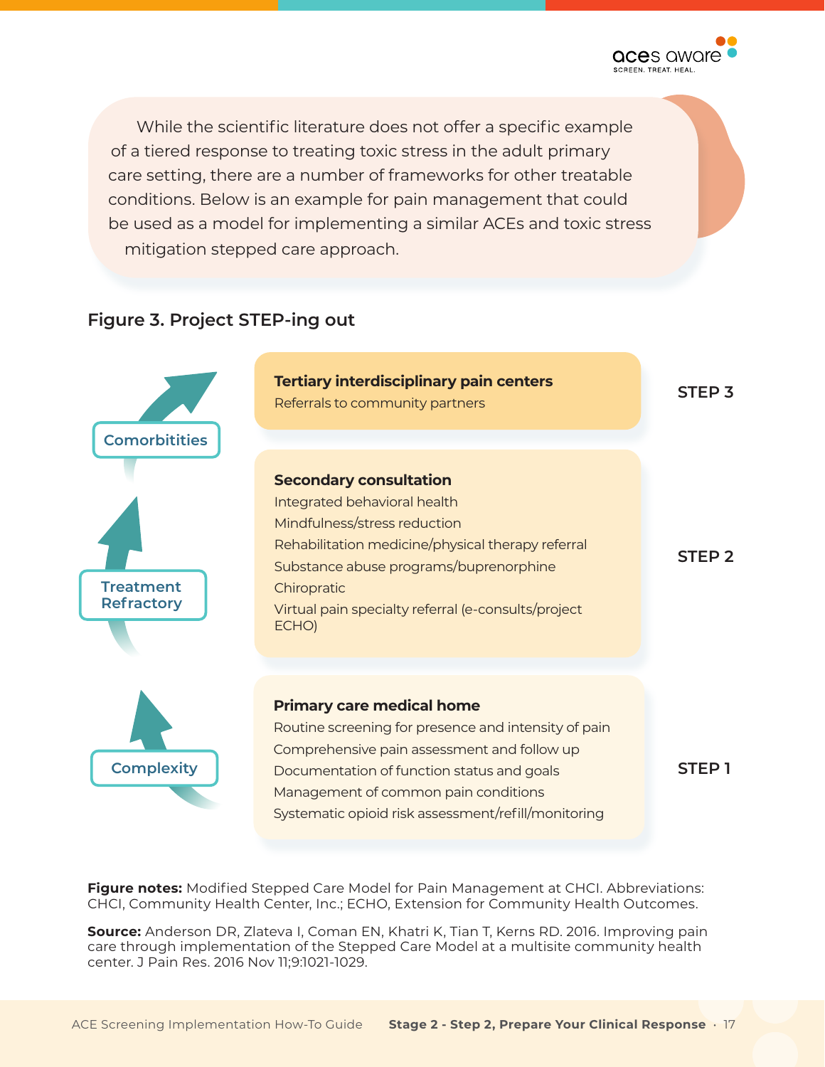While the scientific literature does not offer a specific example of a tiered response to treating toxic stress in the adult primary care setting, there are a number of frameworks for other treatable conditions. Below is an example for pain management that could be used as a model for implementing a similar ACEs and toxic stress mitigation stepped care approach.

### Figure 3. Project STEP-ing out

**STEP 3**

**Tertiary interdisciplinary pain centers**

Referrals to community partners

*Comorbitities* ↑

**STEP 2**

**Secondary consultation**

- Integrated behavioral health
- Mindfulness/stress reduction
- Rehabilitation medicine/physical therapy referral
- Substance abuse programs/buprenorphine
- Chiropratic
- Virtual pain specialty referral (e-consults/project ECHO)

*Treatment Refractory* ↑

**STEP 1**

**Primary care medical home**

- Routine screening for presence and intensity of pain
- Comprehensive pain assessment and follow up
- Documentation of function status and goals
- Management of common pain conditions
- Systematic opioid risk assessment/refill/monitoring

*Complexity* ↑

**Figure notes:** Modified Stepped Care Model for Pain Management at CHCI. Abbreviations: CHCI, Community Health Center, Inc.; ECHO, Extension for Community Health Outcomes.

**Source:** Anderson DR, Zlateva I, Coman EN, Khatri K, Tian T, Kerns RD. 2016. Improving pain care through implementation of the Stepped Care Model at a multisite community health center. J Pain Res. 2016 Nov 11;9:1021-1029.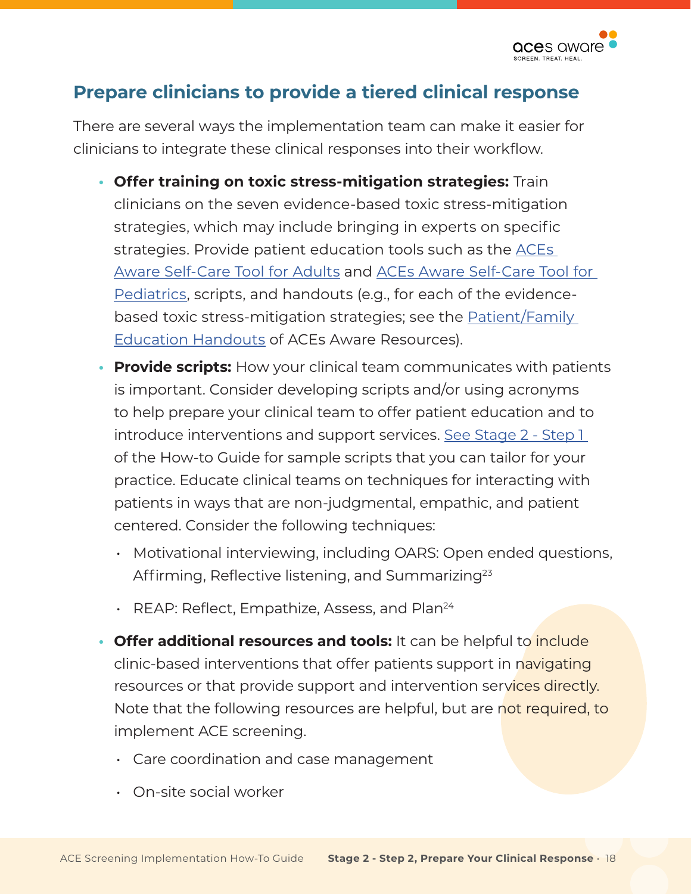## Prepare clinicians to provide a tiered clinical response

There are several ways the implementation team can make it easier for clinicians to integrate these clinical responses into their workflow.

- **Offer training on toxic stress-mitigation strategies:** Train clinicians on the seven evidence-based toxic stress-mitigation strategies, which may include bringing in experts on specific strategies. Provide patient education tools such as the ACEs Aware Self-Care Tool for Adults and ACEs Aware Self-Care Tool for Pediatrics, scripts, and handouts (e.g., for each of the evidence-based toxic stress-mitigation strategies; see the Patient/Family Education Handouts of ACEs Aware Resources).
- **Provide scripts:** How your clinical team communicates with patients is important. Consider developing scripts and/or using acronyms to help prepare your clinical team to offer patient education and to introduce interventions and support services. See Stage 2 - Step 1 of the How-to Guide for sample scripts that you can tailor for your practice. Educate clinical teams on techniques for interacting with patients in ways that are non-judgmental, empathic, and patient centered. Consider the following techniques:
  - Motivational interviewing, including OARS: Open ended questions, Affirming, Reflective listening, and Summarizing[23]
  - REAP: Reflect, Empathize, Assess, and Plan[24]
- **Offer additional resources and tools:** It can be helpful to include clinic-based interventions that offer patients support in navigating resources or that provide support and intervention services directly. Note that the following resources are helpful, but are not required, to implement ACE screening.
  - Care coordination and case management
  - On-site social worker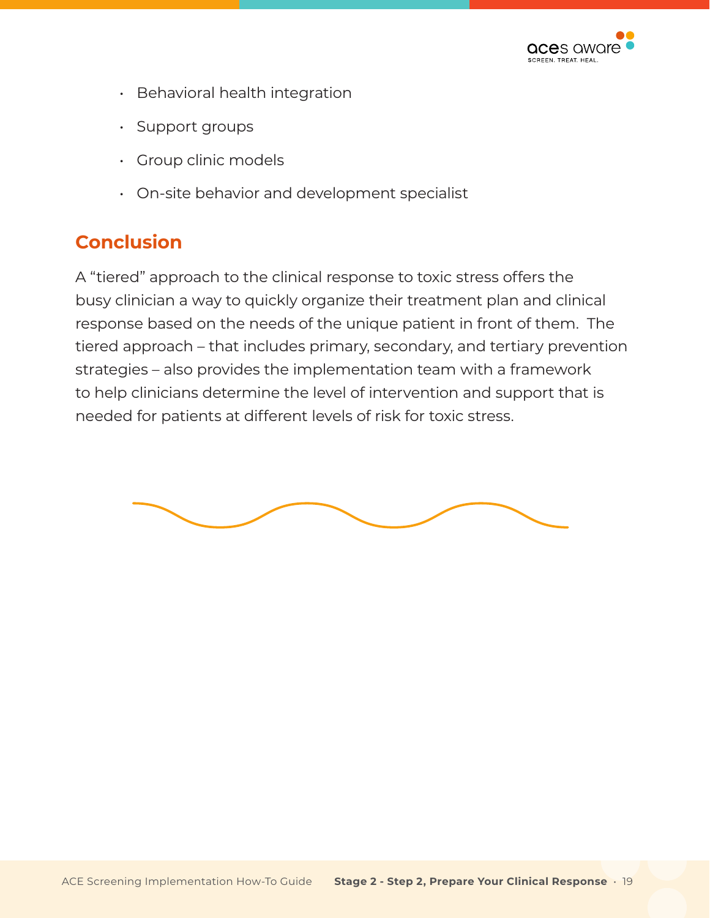- Behavioral health integration
- Support groups
- Group clinic models
- On-site behavior and development specialist

## Conclusion

A "tiered" approach to the clinical response to toxic stress offers the busy clinician a way to quickly organize their treatment plan and clinical response based on the needs of the unique patient in front of them. The tiered approach – that includes primary, secondary, and tertiary prevention strategies – also provides the implementation team with a framework to help clinicians determine the level of intervention and support that is needed for patients at different levels of risk for toxic stress.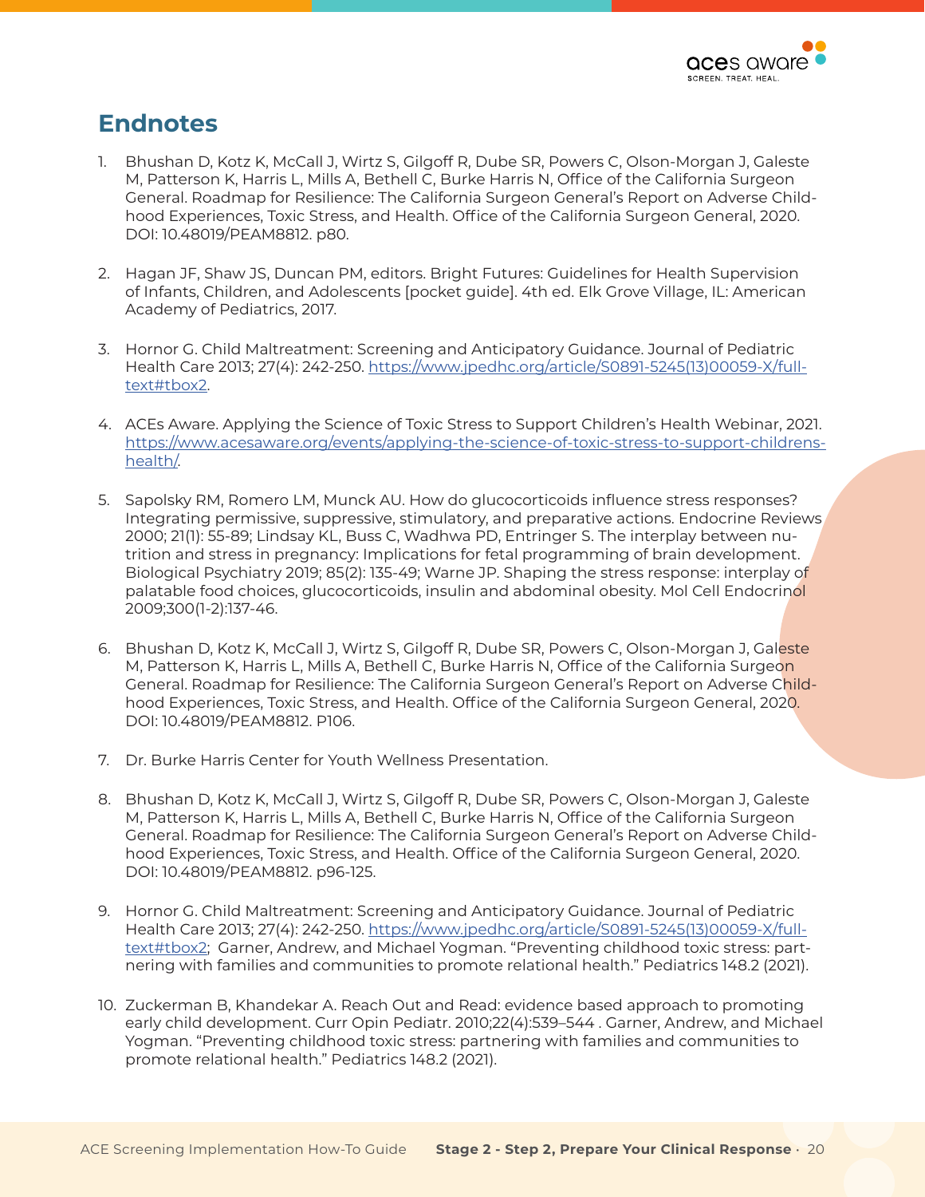## Endnotes

1. Bhushan D, Kotz K, McCall J, Wirtz S, Gilgoff R, Dube SR, Powers C, Olson-Morgan J, Galeste M, Patterson K, Harris L, Mills A, Bethell C, Burke Harris N, Office of the California Surgeon General. Roadmap for Resilience: The California Surgeon General's Report on Adverse Childhood Experiences, Toxic Stress, and Health. Office of the California Surgeon General, 2020. DOI: 10.48019/PEAM8812. p80.

2. Hagan JF, Shaw JS, Duncan PM, editors. Bright Futures: Guidelines for Health Supervision of Infants, Children, and Adolescents [pocket guide]. 4th ed. Elk Grove Village, IL: American Academy of Pediatrics, 2017.

3. Hornor G. Child Maltreatment: Screening and Anticipatory Guidance. Journal of Pediatric Health Care 2013; 27(4): 242-250. https://www.jpedhc.org/article/S0891-5245(13)00059-X/fulltext#tbox2.

4. ACEs Aware. Applying the Science of Toxic Stress to Support Children's Health Webinar, 2021. https://www.acesaware.org/events/applying-the-science-of-toxic-stress-to-support-childrens-health/.

5. Sapolsky RM, Romero LM, Munck AU. How do glucocorticoids influence stress responses? Integrating permissive, suppressive, stimulatory, and preparative actions. Endocrine Reviews 2000; 21(1): 55-89; Lindsay KL, Buss C, Wadhwa PD, Entringer S. The interplay between nutrition and stress in pregnancy: Implications for fetal programming of brain development. Biological Psychiatry 2019; 85(2): 135-49; Warne JP. Shaping the stress response: interplay of palatable food choices, glucocorticoids, insulin and abdominal obesity. Mol Cell Endocrinol 2009;300(1-2):137-46.

6. Bhushan D, Kotz K, McCall J, Wirtz S, Gilgoff R, Dube SR, Powers C, Olson-Morgan J, Galeste M, Patterson K, Harris L, Mills A, Bethell C, Burke Harris N, Office of the California Surgeon General. Roadmap for Resilience: The California Surgeon General's Report on Adverse Childhood Experiences, Toxic Stress, and Health. Office of the California Surgeon General, 2020. DOI: 10.48019/PEAM8812. P106.

7. Dr. Burke Harris Center for Youth Wellness Presentation.

8. Bhushan D, Kotz K, McCall J, Wirtz S, Gilgoff R, Dube SR, Powers C, Olson-Morgan J, Galeste M, Patterson K, Harris L, Mills A, Bethell C, Burke Harris N, Office of the California Surgeon General. Roadmap for Resilience: The California Surgeon General's Report on Adverse Childhood Experiences, Toxic Stress, and Health. Office of the California Surgeon General, 2020. DOI: 10.48019/PEAM8812. p96-125.

9. Hornor G. Child Maltreatment: Screening and Anticipatory Guidance. Journal of Pediatric Health Care 2013; 27(4): 242-250. https://www.jpedhc.org/article/S0891-5245(13)00059-X/fulltext#tbox2; Garner, Andrew, and Michael Yogman. "Preventing childhood toxic stress: partnering with families and communities to promote relational health." Pediatrics 148.2 (2021).

10. Zuckerman B, Khandekar A. Reach Out and Read: evidence based approach to promoting early child development. Curr Opin Pediatr. 2010;22(4):539–544 . Garner, Andrew, and Michael Yogman. "Preventing childhood toxic stress: partnering with families and communities to promote relational health." Pediatrics 148.2 (2021).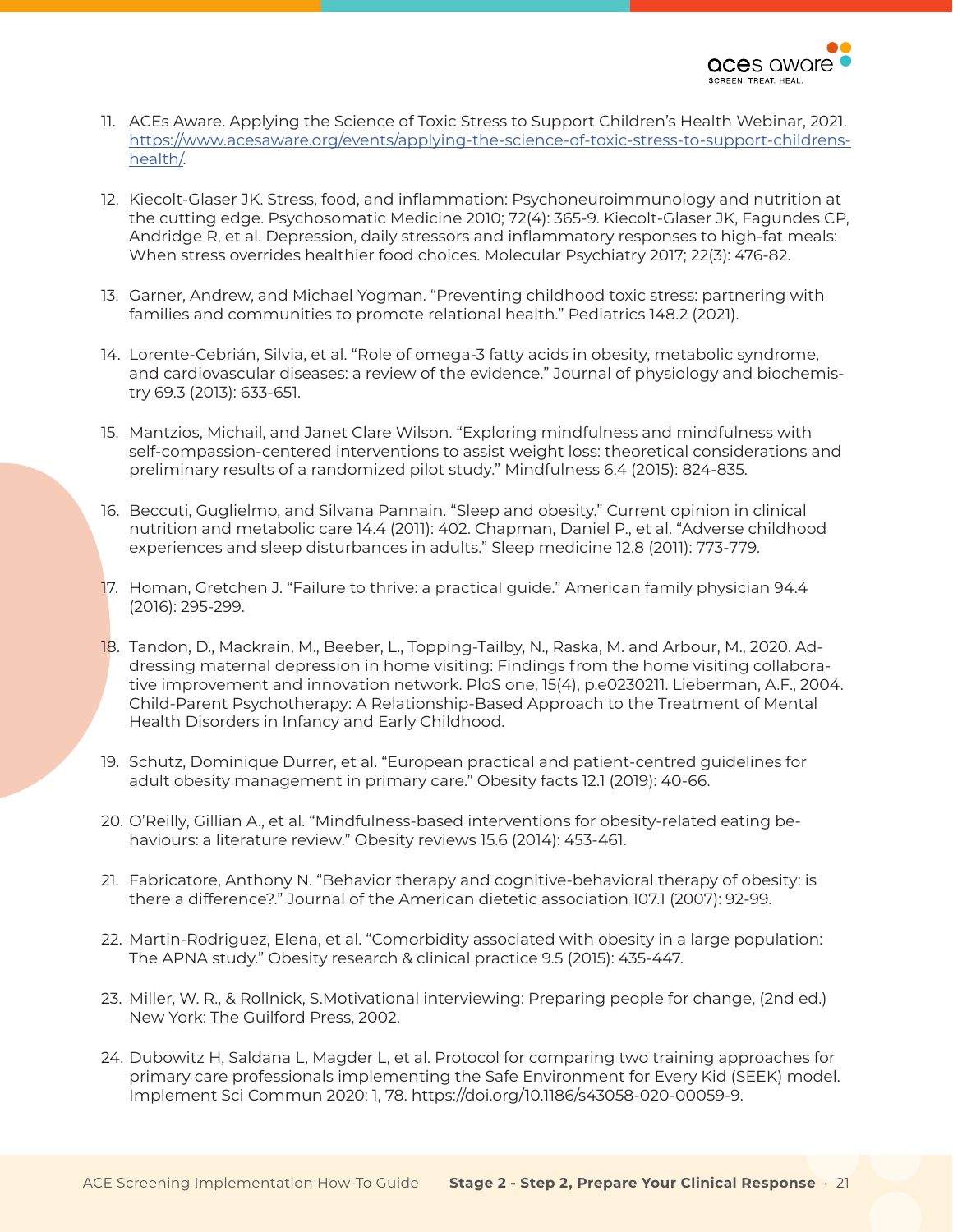11. ACEs Aware. Applying the Science of Toxic Stress to Support Children's Health Webinar, 2021. [https://www.acesaware.org/events/applying-the-science-of-toxic-stress-to-support-childrens-health/](https://www.acesaware.org/events/applying-the-science-of-toxic-stress-to-support-childrens-health/).

12. Kiecolt-Glaser JK. Stress, food, and inflammation: Psychoneuroimmunology and nutrition at the cutting edge. Psychosomatic Medicine 2010; 72(4): 365-9. Kiecolt-Glaser JK, Fagundes CP, Andridge R, et al. Depression, daily stressors and inflammatory responses to high-fat meals: When stress overrides healthier food choices. Molecular Psychiatry 2017; 22(3): 476-82.

13. Garner, Andrew, and Michael Yogman. "Preventing childhood toxic stress: partnering with families and communities to promote relational health." Pediatrics 148.2 (2021).

14. Lorente-Cebrián, Silvia, et al. "Role of omega-3 fatty acids in obesity, metabolic syndrome, and cardiovascular diseases: a review of the evidence." Journal of physiology and biochemistry 69.3 (2013): 633-651.

15. Mantzios, Michail, and Janet Clare Wilson. "Exploring mindfulness and mindfulness with self-compassion-centered interventions to assist weight loss: theoretical considerations and preliminary results of a randomized pilot study." Mindfulness 6.4 (2015): 824-835.

16. Beccuti, Guglielmo, and Silvana Pannain. "Sleep and obesity." Current opinion in clinical nutrition and metabolic care 14.4 (2011): 402. Chapman, Daniel P., et al. "Adverse childhood experiences and sleep disturbances in adults." Sleep medicine 12.8 (2011): 773-779.

17. Homan, Gretchen J. "Failure to thrive: a practical guide." American family physician 94.4 (2016): 295-299.

18. Tandon, D., Mackrain, M., Beeber, L., Topping-Tailby, N., Raska, M. and Arbour, M., 2020. Addressing maternal depression in home visiting: Findings from the home visiting collaborative improvement and innovation network. PloS one, 15(4), p.e0230211. Lieberman, A.F., 2004. Child-Parent Psychotherapy: A Relationship-Based Approach to the Treatment of Mental Health Disorders in Infancy and Early Childhood.

19. Schutz, Dominique Durrer, et al. "European practical and patient-centred guidelines for adult obesity management in primary care." Obesity facts 12.1 (2019): 40-66.

20. O'Reilly, Gillian A., et al. "Mindfulness-based interventions for obesity-related eating behaviours: a literature review." Obesity reviews 15.6 (2014): 453-461.

21. Fabricatore, Anthony N. "Behavior therapy and cognitive-behavioral therapy of obesity: is there a difference?." Journal of the American dietetic association 107.1 (2007): 92-99.

22. Martin-Rodriguez, Elena, et al. "Comorbidity associated with obesity in a large population: The APNA study." Obesity research & clinical practice 9.5 (2015): 435-447.

23. Miller, W. R., & Rollnick, S.Motivational interviewing: Preparing people for change, (2nd ed.) New York: The Guilford Press, 2002.

24. Dubowitz H, Saldana L, Magder L, et al. Protocol for comparing two training approaches for primary care professionals implementing the Safe Environment for Every Kid (SEEK) model. Implement Sci Commun 2020; 1, 78. https://doi.org/10.1186/s43058-020-00059-9.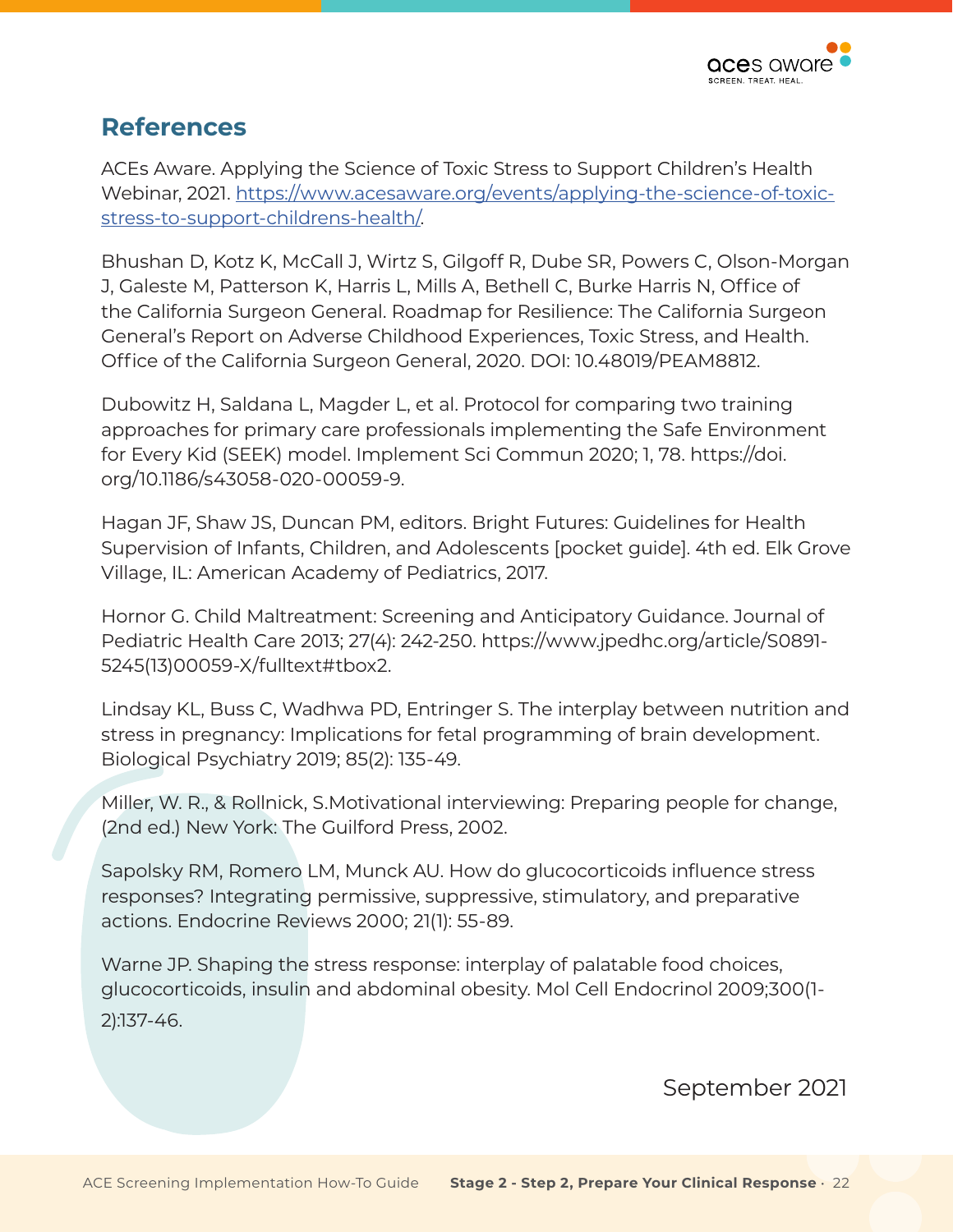## References

ACEs Aware. Applying the Science of Toxic Stress to Support Children's Health Webinar, 2021. [https://www.acesaware.org/events/applying-the-science-of-toxic-stress-to-support-childrens-health/](https://www.acesaware.org/events/applying-the-science-of-toxic-stress-to-support-childrens-health/).

Bhushan D, Kotz K, McCall J, Wirtz S, Gilgoff R, Dube SR, Powers C, Olson-Morgan J, Galeste M, Patterson K, Harris L, Mills A, Bethell C, Burke Harris N, Office of the California Surgeon General. Roadmap for Resilience: The California Surgeon General's Report on Adverse Childhood Experiences, Toxic Stress, and Health. Office of the California Surgeon General, 2020. DOI: 10.48019/PEAM8812.

Dubowitz H, Saldana L, Magder L, et al. Protocol for comparing two training approaches for primary care professionals implementing the Safe Environment for Every Kid (SEEK) model. Implement Sci Commun 2020; 1, 78. https://doi.org/10.1186/s43058-020-00059-9.

Hagan JF, Shaw JS, Duncan PM, editors. Bright Futures: Guidelines for Health Supervision of Infants, Children, and Adolescents [pocket guide]. 4th ed. Elk Grove Village, IL: American Academy of Pediatrics, 2017.

Hornor G. Child Maltreatment: Screening and Anticipatory Guidance. Journal of Pediatric Health Care 2013; 27(4): 242-250. https://www.jpedhc.org/article/S0891-5245(13)00059-X/fulltext#tbox2.

Lindsay KL, Buss C, Wadhwa PD, Entringer S. The interplay between nutrition and stress in pregnancy: Implications for fetal programming of brain development. Biological Psychiatry 2019; 85(2): 135-49.

Miller, W. R., & Rollnick, S.Motivational interviewing: Preparing people for change, (2nd ed.) New York: The Guilford Press, 2002.

Sapolsky RM, Romero LM, Munck AU. How do glucocorticoids influence stress responses? Integrating permissive, suppressive, stimulatory, and preparative actions. Endocrine Reviews 2000; 21(1): 55-89.

Warne JP. Shaping the stress response: interplay of palatable food choices, glucocorticoids, insulin and abdominal obesity. Mol Cell Endocrinol 2009;300(1-2):137-46.

September 2021